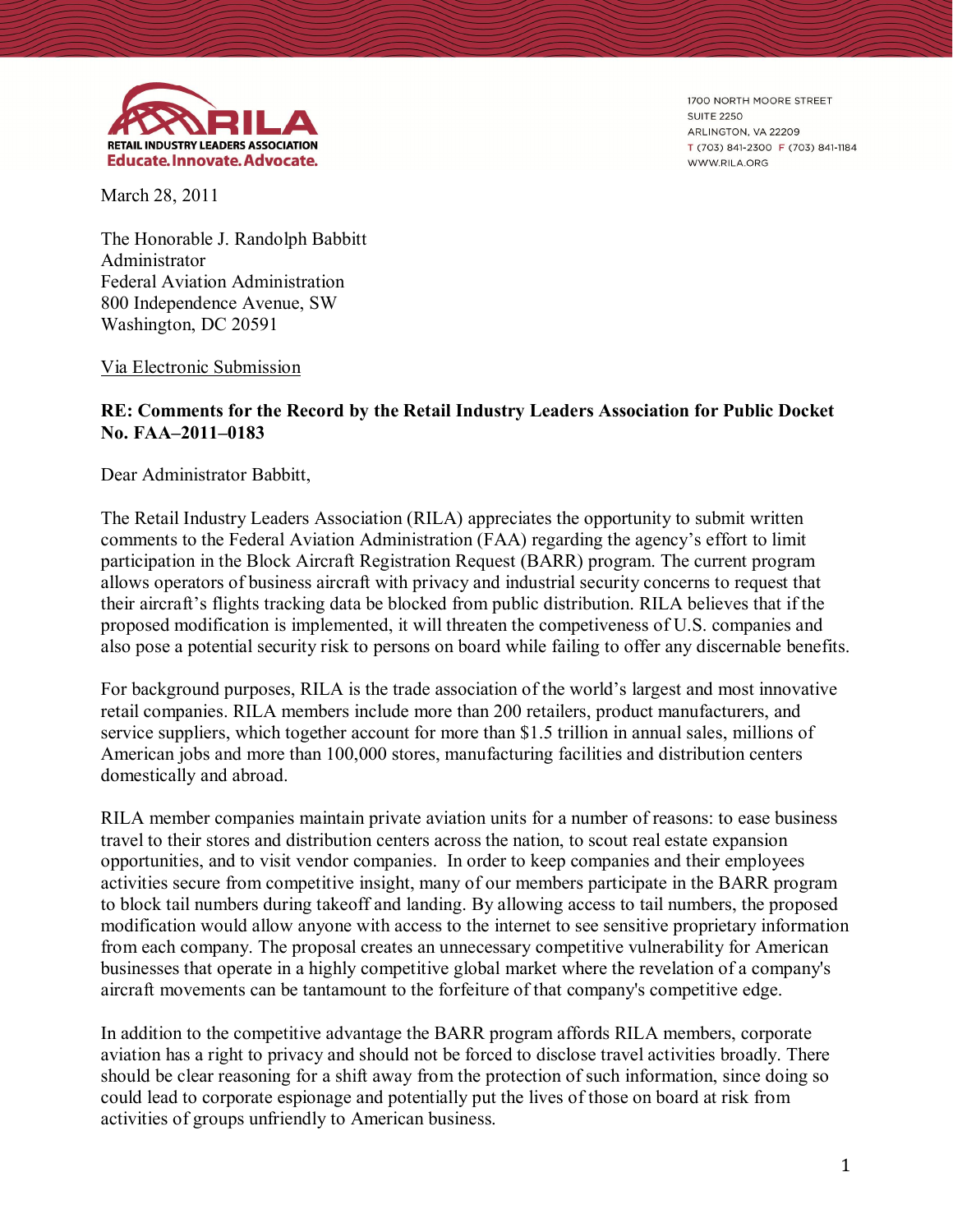RETAIL INDUSTRY LEADERS ASSOCIATION
Educate. Innovate. Advocate.

1700 NORTH MOORE STREET
SUITE 2250
ARLINGTON, VA 22209
T (703) 841-2300 F (703) 841-1184
WWW.RILA.ORG

March 28, 2011

The Honorable J. Randolph Babbitt
Administrator
Federal Aviation Administration
800 Independence Avenue, SW
Washington, DC 20591

Via Electronic Submission

**RE: Comments for the Record by the Retail Industry Leaders Association for Public Docket No. FAA–2011–0183**

Dear Administrator Babbitt,

The Retail Industry Leaders Association (RILA) appreciates the opportunity to submit written comments to the Federal Aviation Administration (FAA) regarding the agency's effort to limit participation in the Block Aircraft Registration Request (BARR) program. The current program allows operators of business aircraft with privacy and industrial security concerns to request that their aircraft's flights tracking data be blocked from public distribution. RILA believes that if the proposed modification is implemented, it will threaten the competiveness of U.S. companies and also pose a potential security risk to persons on board while failing to offer any discernable benefits.

For background purposes, RILA is the trade association of the world's largest and most innovative retail companies. RILA members include more than 200 retailers, product manufacturers, and service suppliers, which together account for more than $1.5 trillion in annual sales, millions of American jobs and more than 100,000 stores, manufacturing facilities and distribution centers domestically and abroad.

RILA member companies maintain private aviation units for a number of reasons: to ease business travel to their stores and distribution centers across the nation, to scout real estate expansion opportunities, and to visit vendor companies. In order to keep companies and their employees activities secure from competitive insight, many of our members participate in the BARR program to block tail numbers during takeoff and landing. By allowing access to tail numbers, the proposed modification would allow anyone with access to the internet to see sensitive proprietary information from each company. The proposal creates an unnecessary competitive vulnerability for American businesses that operate in a highly competitive global market where the revelation of a company's aircraft movements can be tantamount to the forfeiture of that company's competitive edge.

In addition to the competitive advantage the BARR program affords RILA members, corporate aviation has a right to privacy and should not be forced to disclose travel activities broadly. There should be clear reasoning for a shift away from the protection of such information, since doing so could lead to corporate espionage and potentially put the lives of those on board at risk from activities of groups unfriendly to American business.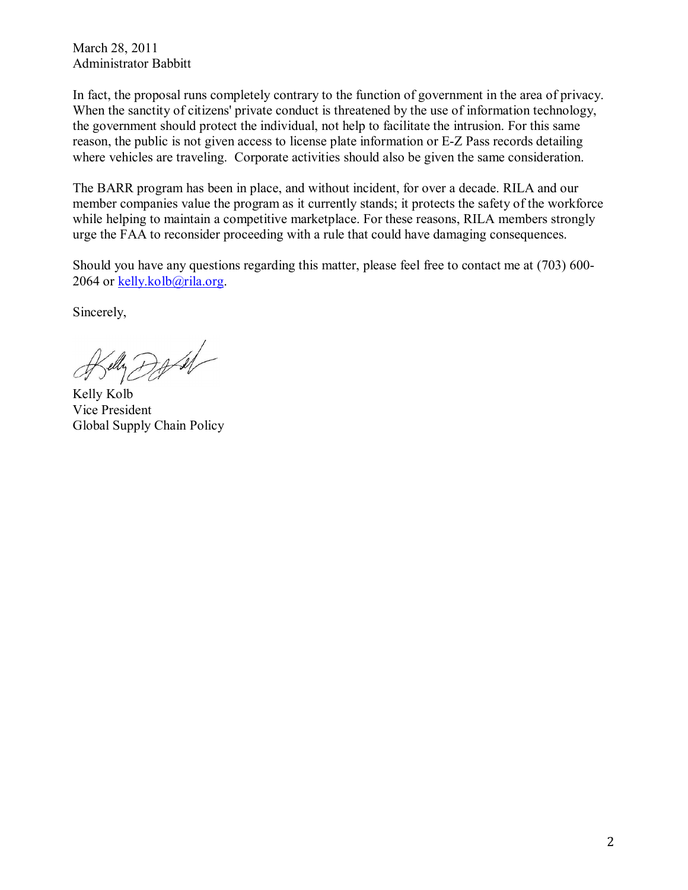March 28, 2011
Administrator Babbitt

In fact, the proposal runs completely contrary to the function of government in the area of privacy. When the sanctity of citizens' private conduct is threatened by the use of information technology, the government should protect the individual, not help to facilitate the intrusion. For this same reason, the public is not given access to license plate information or E-Z Pass records detailing where vehicles are traveling. Corporate activities should also be given the same consideration.

The BARR program has been in place, and without incident, for over a decade. RILA and our member companies value the program as it currently stands; it protects the safety of the workforce while helping to maintain a competitive marketplace. For these reasons, RILA members strongly urge the FAA to reconsider proceeding with a rule that could have damaging consequences.

Should you have any questions regarding this matter, please feel free to contact me at (703) 600-2064 or kelly.kolb@rila.org.

Sincerely,

Kelly Kolb
Vice President
Global Supply Chain Policy